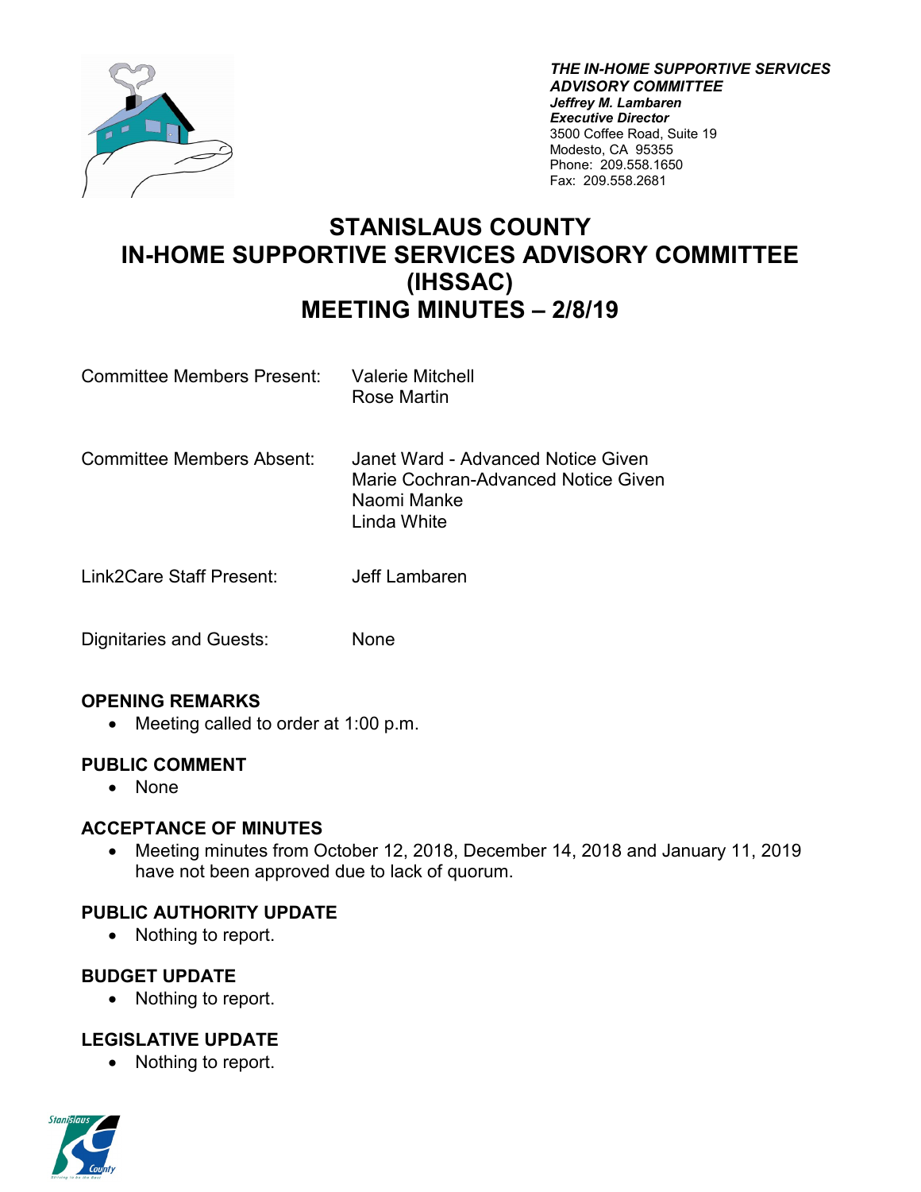***THE IN-HOME SUPPORTIVE SERVICES ADVISORY COMMITTEE***
***Jeffrey M. Lambaren***
***Executive Director***
3500 Coffee Road, Suite 19
Modesto, CA 95355
Phone: 209.558.1650
Fax: 209.558.2681

# STANISLAUS COUNTY
# IN-HOME SUPPORTIVE SERVICES ADVISORY COMMITTEE (IHSSAC)
# MEETING MINUTES – 2/8/19

| | |
|---|---|
| Committee Members Present: | Valerie Mitchell<br>Rose Martin |
| Committee Members Absent: | Janet Ward - Advanced Notice Given<br>Marie Cochran-Advanced Notice Given<br>Naomi Manke<br>Linda White |
| Link2Care Staff Present: | Jeff Lambaren |
| Dignitaries and Guests: | None |

## OPENING REMARKS

- Meeting called to order at 1:00 p.m.

## PUBLIC COMMENT

- None

## ACCEPTANCE OF MINUTES

- Meeting minutes from October 12, 2018, December 14, 2018 and January 11, 2019 have not been approved due to lack of quorum.

## PUBLIC AUTHORITY UPDATE

- Nothing to report.

## BUDGET UPDATE

- Nothing to report.

## LEGISLATIVE UPDATE

- Nothing to report.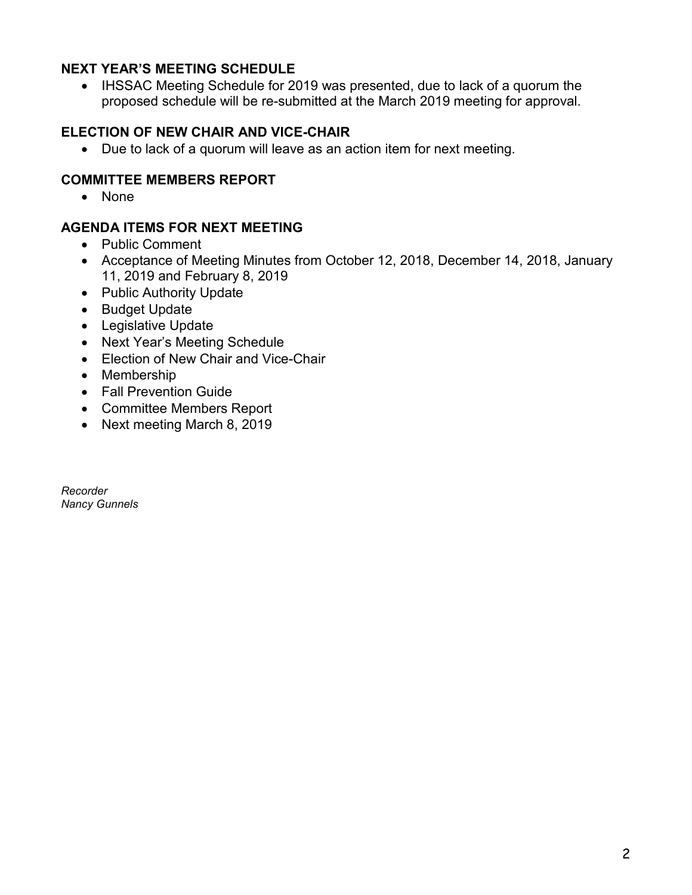## NEXT YEAR'S MEETING SCHEDULE

- IHSSAC Meeting Schedule for 2019 was presented, due to lack of a quorum the proposed schedule will be re-submitted at the March 2019 meeting for approval.

## ELECTION OF NEW CHAIR AND VICE-CHAIR

- Due to lack of a quorum will leave as an action item for next meeting.

## COMMITTEE MEMBERS REPORT

- None

## AGENDA ITEMS FOR NEXT MEETING

- Public Comment
- Acceptance of Meeting Minutes from October 12, 2018, December 14, 2018, January 11, 2019 and February 8, 2019
- Public Authority Update
- Budget Update
- Legislative Update
- Next Year's Meeting Schedule
- Election of New Chair and Vice-Chair
- Membership
- Fall Prevention Guide
- Committee Members Report
- Next meeting March 8, 2019

*Recorder*
*Nancy Gunnels*